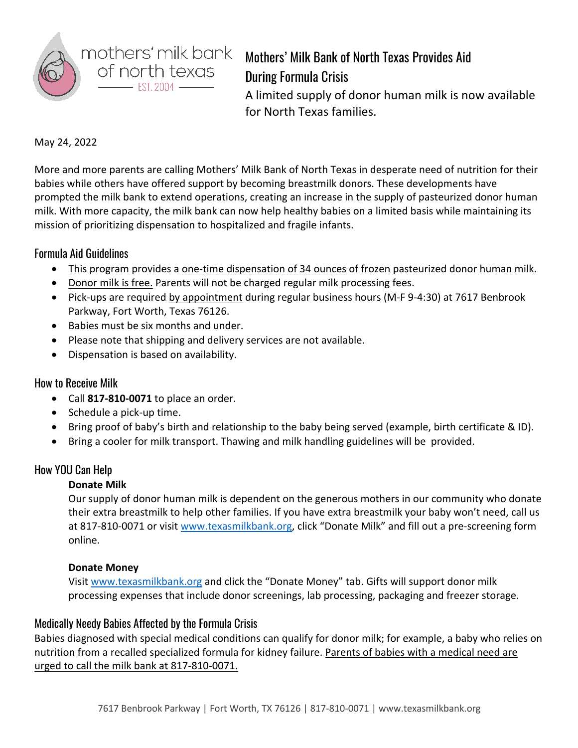mothers' milk bank of north texas
EST. 2004

# Mothers' Milk Bank of North Texas Provides Aid During Formula Crisis

A limited supply of donor human milk is now available for North Texas families.

May 24, 2022

More and more parents are calling Mothers' Milk Bank of North Texas in desperate need of nutrition for their babies while others have offered support by becoming breastmilk donors. These developments have prompted the milk bank to extend operations, creating an increase in the supply of pasteurized donor human milk. With more capacity, the milk bank can now help healthy babies on a limited basis while maintaining its mission of prioritizing dispensation to hospitalized and fragile infants.

## Formula Aid Guidelines

- This program provides a one-time dispensation of 34 ounces of frozen pasteurized donor human milk.
- Donor milk is free. Parents will not be charged regular milk processing fees.
- Pick-ups are required by appointment during regular business hours (M-F 9-4:30) at 7617 Benbrook Parkway, Fort Worth, Texas 76126.
- Babies must be six months and under.
- Please note that shipping and delivery services are not available.
- Dispensation is based on availability.

## How to Receive Milk

- Call **817-810-0071** to place an order.
- Schedule a pick-up time.
- Bring proof of baby's birth and relationship to the baby being served (example, birth certificate & ID).
- Bring a cooler for milk transport. Thawing and milk handling guidelines will be provided.

## How YOU Can Help

**Donate Milk**

Our supply of donor human milk is dependent on the generous mothers in our community who donate their extra breastmilk to help other families. If you have extra breastmilk your baby won't need, call us at 817-810-0071 or visit www.texasmilkbank.org, click "Donate Milk" and fill out a pre-screening form online.

**Donate Money**

Visit www.texasmilkbank.org and click the "Donate Money" tab. Gifts will support donor milk processing expenses that include donor screenings, lab processing, packaging and freezer storage.

## Medically Needy Babies Affected by the Formula Crisis

Babies diagnosed with special medical conditions can qualify for donor milk; for example, a baby who relies on nutrition from a recalled specialized formula for kidney failure. Parents of babies with a medical need are urged to call the milk bank at 817-810-0071.

7617 Benbrook Parkway | Fort Worth, TX 76126 | 817-810-0071 | www.texasmilkbank.org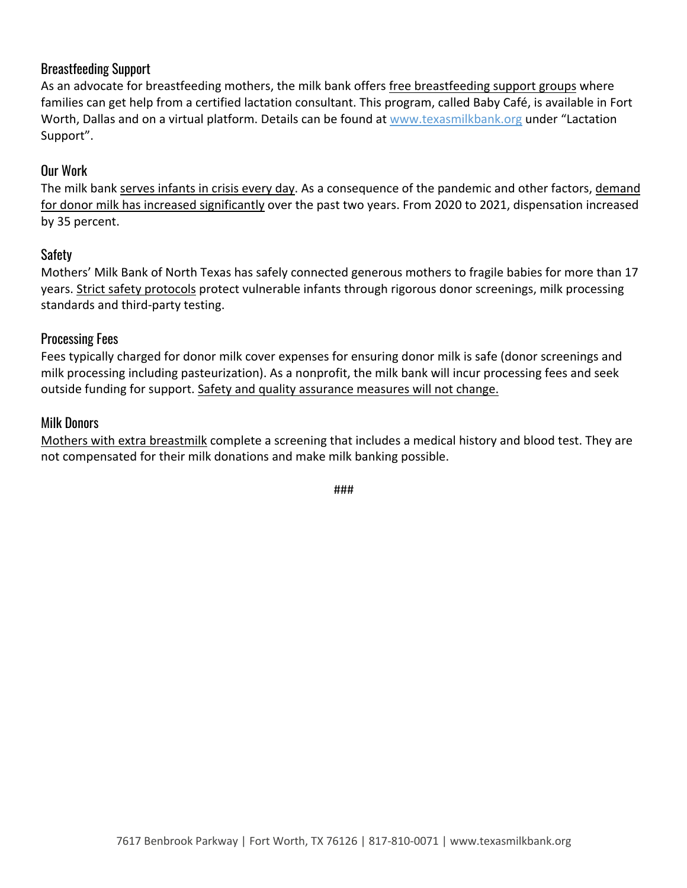## Breastfeeding Support

As an advocate for breastfeeding mothers, the milk bank offers free breastfeeding support groups where families can get help from a certified lactation consultant. This program, called Baby Café, is available in Fort Worth, Dallas and on a virtual platform. Details can be found at www.texasmilkbank.org under "Lactation Support".

## Our Work

The milk bank serves infants in crisis every day. As a consequence of the pandemic and other factors, demand for donor milk has increased significantly over the past two years. From 2020 to 2021, dispensation increased by 35 percent.

## Safety

Mothers' Milk Bank of North Texas has safely connected generous mothers to fragile babies for more than 17 years. Strict safety protocols protect vulnerable infants through rigorous donor screenings, milk processing standards and third-party testing.

## Processing Fees

Fees typically charged for donor milk cover expenses for ensuring donor milk is safe (donor screenings and milk processing including pasteurization). As a nonprofit, the milk bank will incur processing fees and seek outside funding for support. Safety and quality assurance measures will not change.

## Milk Donors

Mothers with extra breastmilk complete a screening that includes a medical history and blood test. They are not compensated for their milk donations and make milk banking possible.

###

7617 Benbrook Parkway | Fort Worth, TX 76126 | 817-810-0071 | www.texasmilkbank.org